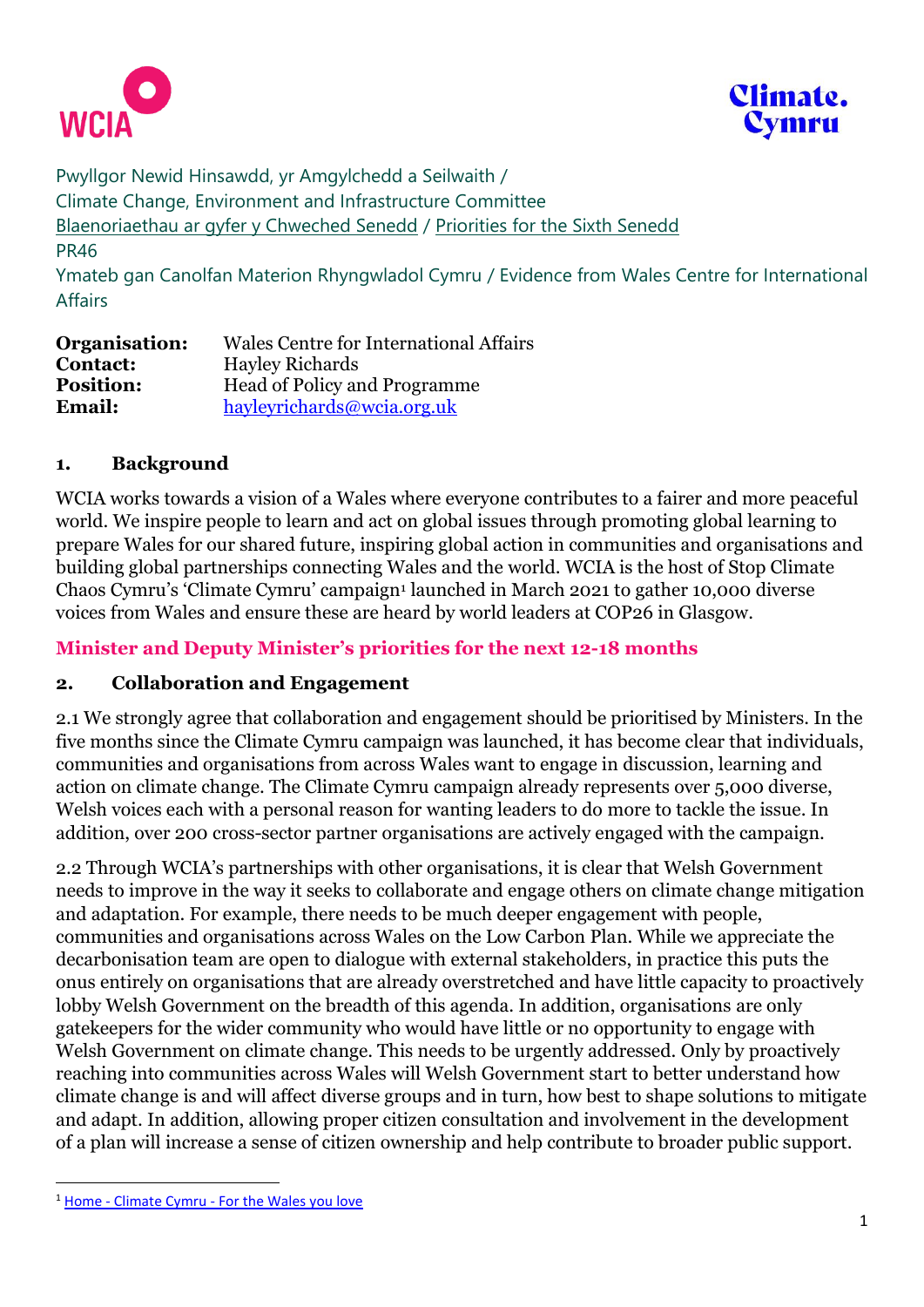Pwyllgor Newid Hinsawdd, yr Amgylchedd a Seilwaith /
Climate Change, Environment and Infrastructure Committee
Blaenoriaethau ar gyfer y Chweched Senedd / Priorities for the Sixth Senedd
PR46
Ymateb gan Canolfan Materion Rhyngwladol Cymru / Evidence from Wales Centre for International Affairs

| | |
|---|---|
| **Organisation:** | Wales Centre for International Affairs |
| **Contact:** | Hayley Richards |
| **Position:** | Head of Policy and Programme |
| **Email:** | hayleyrichards@wcia.org.uk |

## 1. Background

WCIA works towards a vision of a Wales where everyone contributes to a fairer and more peaceful world. We inspire people to learn and act on global issues through promoting global learning to prepare Wales for our shared future, inspiring global action in communities and organisations and building global partnerships connecting Wales and the world. WCIA is the host of Stop Climate Chaos Cymru's 'Climate Cymru' campaign[1] launched in March 2021 to gather 10,000 diverse voices from Wales and ensure these are heard by world leaders at COP26 in Glasgow.

## Minister and Deputy Minister's priorities for the next 12-18 months

## 2. Collaboration and Engagement

2.1 We strongly agree that collaboration and engagement should be prioritised by Ministers. In the five months since the Climate Cymru campaign was launched, it has become clear that individuals, communities and organisations from across Wales want to engage in discussion, learning and action on climate change. The Climate Cymru campaign already represents over 5,000 diverse, Welsh voices each with a personal reason for wanting leaders to do more to tackle the issue. In addition, over 200 cross-sector partner organisations are actively engaged with the campaign.

2.2 Through WCIA's partnerships with other organisations, it is clear that Welsh Government needs to improve in the way it seeks to collaborate and engage others on climate change mitigation and adaptation. For example, there needs to be much deeper engagement with people, communities and organisations across Wales on the Low Carbon Plan. While we appreciate the decarbonisation team are open to dialogue with external stakeholders, in practice this puts the onus entirely on organisations that are already overstretched and have little capacity to proactively lobby Welsh Government on the breadth of this agenda. In addition, organisations are only gatekeepers for the wider community who would have little or no opportunity to engage with Welsh Government on climate change. This needs to be urgently addressed. Only by proactively reaching into communities across Wales will Welsh Government start to better understand how climate change is and will affect diverse groups and in turn, how best to shape solutions to mitigate and adapt. In addition, allowing proper citizen consultation and involvement in the development of a plan will increase a sense of citizen ownership and help contribute to broader public support.

[1] Home - Climate Cymru - For the Wales you love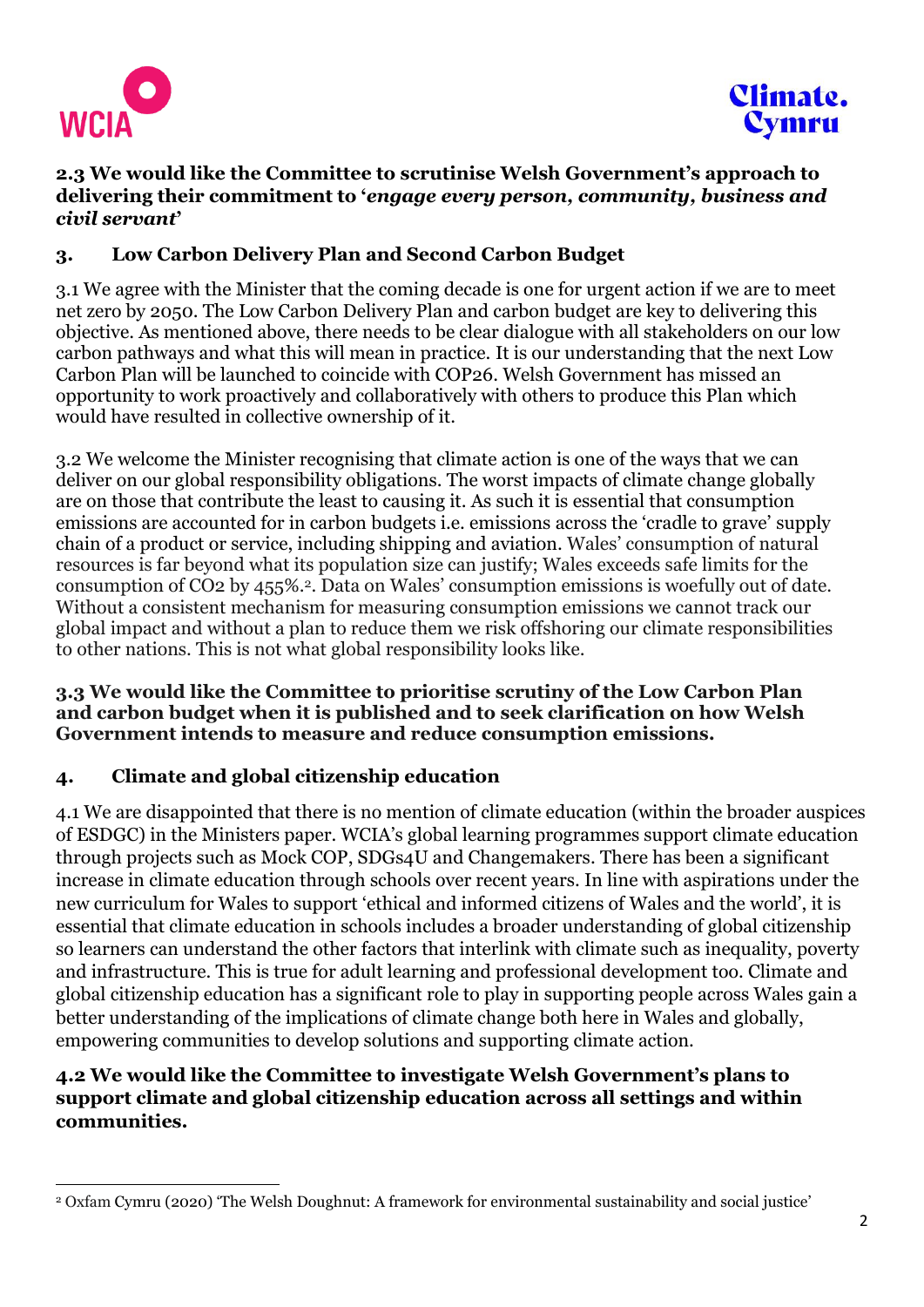**2.3 We would like the Committee to scrutinise Welsh Government's approach to delivering their commitment to '*engage every person, community, business and civil servant*'**

## 3. Low Carbon Delivery Plan and Second Carbon Budget

3.1 We agree with the Minister that the coming decade is one for urgent action if we are to meet net zero by 2050. The Low Carbon Delivery Plan and carbon budget are key to delivering this objective. As mentioned above, there needs to be clear dialogue with all stakeholders on our low carbon pathways and what this will mean in practice. It is our understanding that the next Low Carbon Plan will be launched to coincide with COP26. Welsh Government has missed an opportunity to work proactively and collaboratively with others to produce this Plan which would have resulted in collective ownership of it.

3.2 We welcome the Minister recognising that climate action is one of the ways that we can deliver on our global responsibility obligations. The worst impacts of climate change globally are on those that contribute the least to causing it. As such it is essential that consumption emissions are accounted for in carbon budgets i.e. emissions across the 'cradle to grave' supply chain of a product or service, including shipping and aviation. Wales' consumption of natural resources is far beyond what its population size can justify; Wales exceeds safe limits for the consumption of $CO_2$ by 455%.[2]. Data on Wales' consumption emissions is woefully out of date. Without a consistent mechanism for measuring consumption emissions we cannot track our global impact and without a plan to reduce them we risk offshoring our climate responsibilities to other nations. This is not what global responsibility looks like.

**3.3 We would like the Committee to prioritise scrutiny of the Low Carbon Plan and carbon budget when it is published and to seek clarification on how Welsh Government intends to measure and reduce consumption emissions.**

## 4. Climate and global citizenship education

4.1 We are disappointed that there is no mention of climate education (within the broader auspices of ESDGC) in the Ministers paper. WCIA's global learning programmes support climate education through projects such as Mock COP, SDGs4U and Changemakers. There has been a significant increase in climate education through schools over recent years. In line with aspirations under the new curriculum for Wales to support 'ethical and informed citizens of Wales and the world', it is essential that climate education in schools includes a broader understanding of global citizenship so learners can understand the other factors that interlink with climate such as inequality, poverty and infrastructure. This is true for adult learning and professional development too. Climate and global citizenship education has a significant role to play in supporting people across Wales gain a better understanding of the implications of climate change both here in Wales and globally, empowering communities to develop solutions and supporting climate action.

**4.2 We would like the Committee to investigate Welsh Government's plans to support climate and global citizenship education across all settings and within communities.**

---

[2] Oxfam Cymru (2020) 'The Welsh Doughnut: A framework for environmental sustainability and social justice'